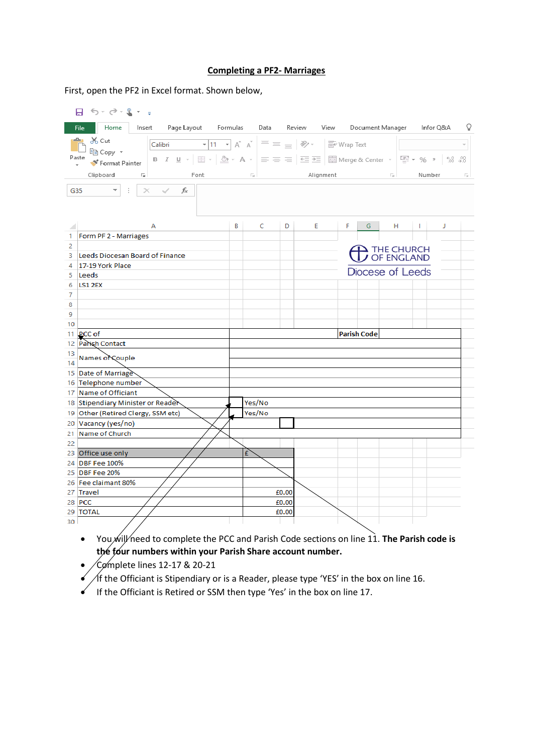# Completing a PF2- Marriages

First, open the PF2 in Excel format. Shown below,

| | A | B | C | D | E | F | G | H |
|---|---|---|---|---|---|---|---|---|
| 1 | Form PF 2 - Marriages | | | | | | | |
| 2 | | | | | | | | |
| 3 | Leeds Diocesan Board of Finance | | | | | THE CHURCH OF ENGLAND Diocese of Leeds | | |
| 4 | 17-19 York Place | | | | | | | |
| 5 | Leeds | | | | | | | |
| 6 | LS1 2EX | | | | | | | |
| 7 | | | | | | | | |
| 8 | | | | | | | | |
| 9 | | | | | | | | |
| 10 | | | | | | | | |
| 11 | PCC of | | | | | Parish Code | | |
| 12 | Parish Contact | | | | | | | |
| 13 | Names of Couple | | | | | | | |
| 14 | | | | | | | | |
| 15 | Date of Marriage | | | | | | | |
| 16 | Telephone number | | | | | | | |
| 17 | Name of Officiant | | | | | | | |
| 18 | Stipendiary Minister or Reader | | Yes/No | | | | | |
| 19 | Other (Retired Clergy, SSM etc) | | Yes/No | | | | | |
| 20 | Vacancy (yes/no) | | | | | | | |
| 21 | Name of Church | | | | | | | |
| 22 | | | | | | | | |
| 23 | Office use only | | £ | | | | | |
| 24 | DBF Fee 100% | | | | | | | |
| 25 | DBF Fee 20% | | | | | | | |
| 26 | Fee claimant 80% | | | | | | | |
| 27 | Travel | | £0.00 | | | | | |
| 28 | PCC | | £0.00 | | | | | |
| 29 | TOTAL | | £0.00 | | | | | |

- You will need to complete the PCC and Parish Code sections on line 11. **The Parish code is the four numbers within your Parish Share account number.**
- Complete lines 12-17 & 20-21
- If the Officiant is Stipendiary or is a Reader, please type 'YES' in the box on line 16.
- If the Officiant is Retired or SSM then type 'Yes' in the box on line 17.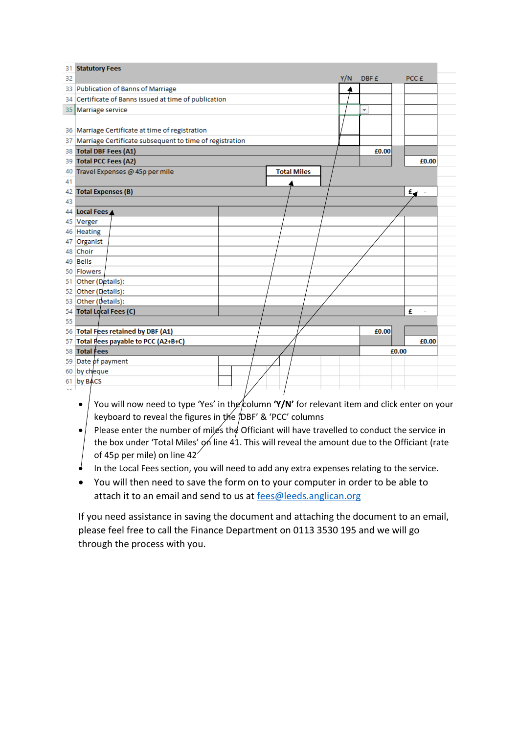| | | | | | |
|---|---|---|---|---|---|
| 31 | **Statutory Fees** | | | | |
| 32 | | | Y/N | DBF £ | PCC £ |
| 33 | Publication of Banns of Marriage | | | | |
| 34 | Certificate of Banns issued at time of publication | | | | |
| 35 | Marriage service | | | | |
| 36 | Marriage Certificate at time of registration | | | | |
| 37 | Marriage Certificate subsequent to time of registration | | | | |
| 38 | **Total DBF Fees (A1)** | | | **£0.00** | |
| 39 | **Total PCC Fees (A2)** | | | | **£0.00** |
| 40 | Travel Expenses @ 45p per mile | **Total Miles** | | | |
| 41 | | | | | |
| 42 | **Total Expenses (B)** | | | | £ - |
| 43 | | | | | |
| 44 | **Local Fees** | | | | |
| 45 | Verger | | | | |
| 46 | Heating | | | | |
| 47 | Organist | | | | |
| 48 | Choir | | | | |
| 49 | Bells | | | | |
| 50 | Flowers | | | | |
| 51 | Other (Details): | | | | |
| 52 | Other (Details): | | | | |
| 53 | Other (Details): | | | | |
| 54 | **Total Local Fees (C)** | | | | **£ -** |
| 55 | | | | | |
| 56 | **Total Fees retained by DBF (A1)** | | | **£0.00** | |
| 57 | **Total Fees payable to PCC (A2+B+C)** | | | | **£0.00** |
| 58 | **Total Fees** | | | **£0.00** | |
| 59 | Date of payment | | | | |
| 60 | by cheque | | | | |
| 61 | by BACS | | | | |

- You will now need to type 'Yes' in the column **'Y/N'** for relevant item and click enter on your keyboard to reveal the figures in the 'DBF' & 'PCC' columns
- Please enter the number of miles the Officiant will have travelled to conduct the service in the box under 'Total Miles' on line 41. This will reveal the amount due to the Officiant (rate of 45p per mile) on line 42
- In the Local Fees section, you will need to add any extra expenses relating to the service.
- You will then need to save the form on to your computer in order to be able to attach it to an email and send to us at fees@leeds.anglican.org

If you need assistance in saving the document and attaching the document to an email, please feel free to call the Finance Department on 0113 3530 195 and we will go through the process with you.